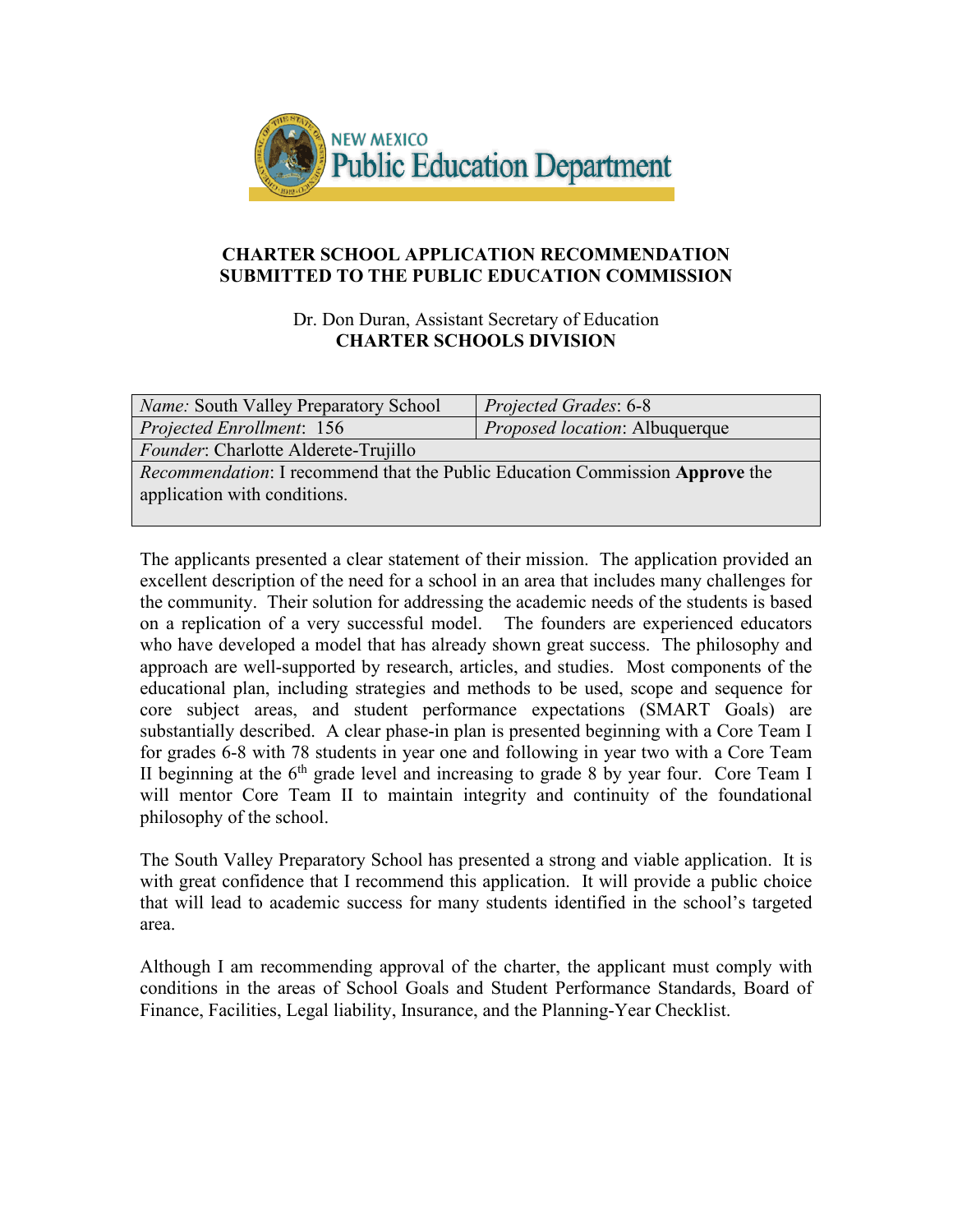NEW MEXICO
Public Education Department

**CHARTER SCHOOL APPLICATION RECOMMENDATION**
**SUBMITTED TO THE PUBLIC EDUCATION COMMISSION**

Dr. Don Duran, Assistant Secretary of Education
**CHARTER SCHOOLS DIVISION**

| *Name:* South Valley Preparatory School | *Projected Grades*: 6-8 |
|---|---|
| *Projected Enrollment*: 156 | *Proposed location*: Albuquerque |
| *Founder*: Charlotte Alderete-Trujillo | |
| *Recommendation*: I recommend that the Public Education Commission **Approve** the application with conditions. | |

The applicants presented a clear statement of their mission. The application provided an excellent description of the need for a school in an area that includes many challenges for the community. Their solution for addressing the academic needs of the students is based on a replication of a very successful model. The founders are experienced educators who have developed a model that has already shown great success. The philosophy and approach are well-supported by research, articles, and studies. Most components of the educational plan, including strategies and methods to be used, scope and sequence for core subject areas, and student performance expectations (SMART Goals) are substantially described. A clear phase-in plan is presented beginning with a Core Team I for grades 6-8 with 78 students in year one and following in year two with a Core Team II beginning at the 6th grade level and increasing to grade 8 by year four. Core Team I will mentor Core Team II to maintain integrity and continuity of the foundational philosophy of the school.

The South Valley Preparatory School has presented a strong and viable application. It is with great confidence that I recommend this application. It will provide a public choice that will lead to academic success for many students identified in the school's targeted area.

Although I am recommending approval of the charter, the applicant must comply with conditions in the areas of School Goals and Student Performance Standards, Board of Finance, Facilities, Legal liability, Insurance, and the Planning-Year Checklist.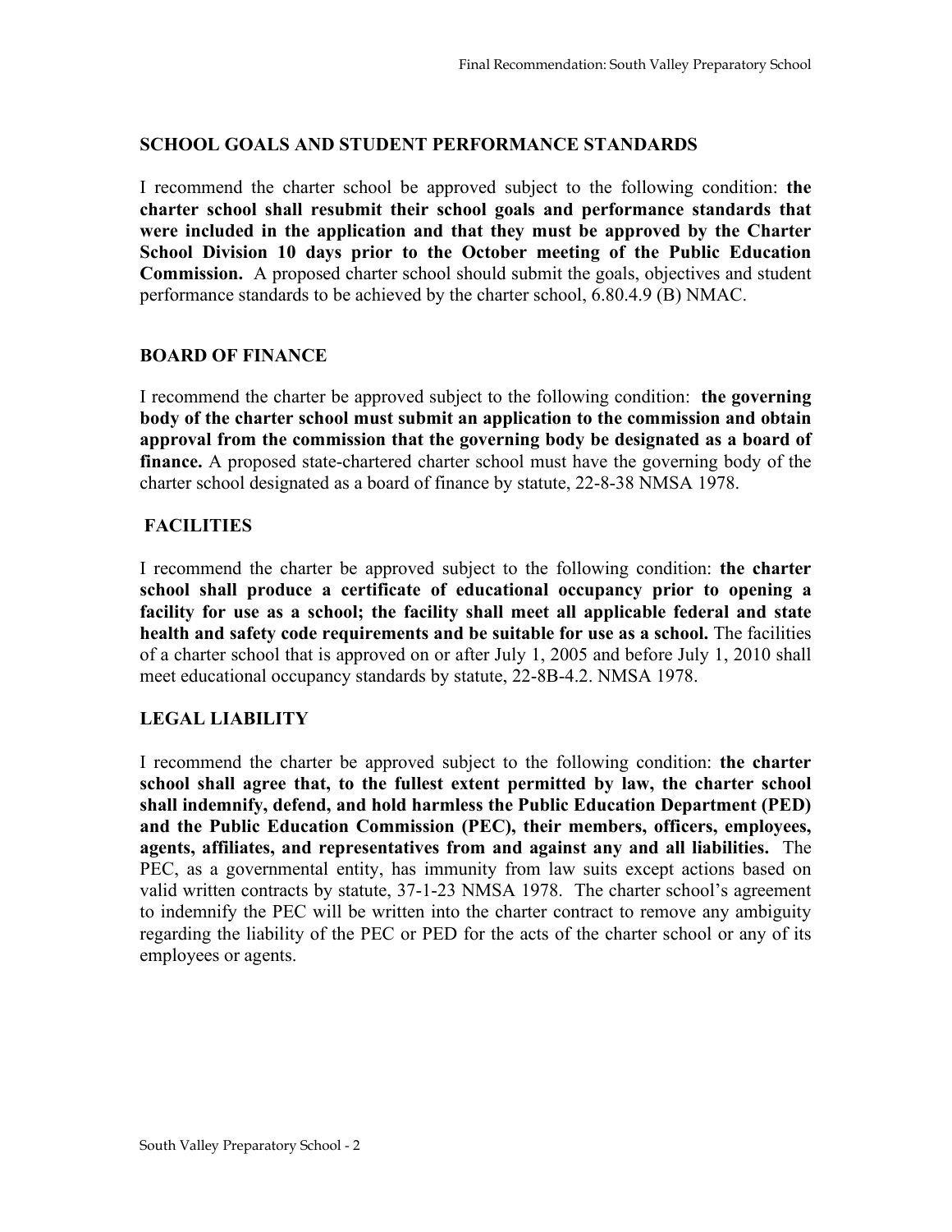## SCHOOL GOALS AND STUDENT PERFORMANCE STANDARDS

I recommend the charter school be approved subject to the following condition: **the charter school shall resubmit their school goals and performance standards that were included in the application and that they must be approved by the Charter School Division 10 days prior to the October meeting of the Public Education Commission.** A proposed charter school should submit the goals, objectives and student performance standards to be achieved by the charter school, 6.80.4.9 (B) NMAC.

## BOARD OF FINANCE

I recommend the charter be approved subject to the following condition: **the governing body of the charter school must submit an application to the commission and obtain approval from the commission that the governing body be designated as a board of finance.** A proposed state-chartered charter school must have the governing body of the charter school designated as a board of finance by statute, 22-8-38 NMSA 1978.

## FACILITIES

I recommend the charter be approved subject to the following condition: **the charter school shall produce a certificate of educational occupancy prior to opening a facility for use as a school; the facility shall meet all applicable federal and state health and safety code requirements and be suitable for use as a school.** The facilities of a charter school that is approved on or after July 1, 2005 and before July 1, 2010 shall meet educational occupancy standards by statute, 22-8B-4.2. NMSA 1978.

## LEGAL LIABILITY

I recommend the charter be approved subject to the following condition: **the charter school shall agree that, to the fullest extent permitted by law, the charter school shall indemnify, defend, and hold harmless the Public Education Department (PED) and the Public Education Commission (PEC), their members, officers, employees, agents, affiliates, and representatives from and against any and all liabilities.** The PEC, as a governmental entity, has immunity from law suits except actions based on valid written contracts by statute, 37-1-23 NMSA 1978. The charter school's agreement to indemnify the PEC will be written into the charter contract to remove any ambiguity regarding the liability of the PEC or PED for the acts of the charter school or any of its employees or agents.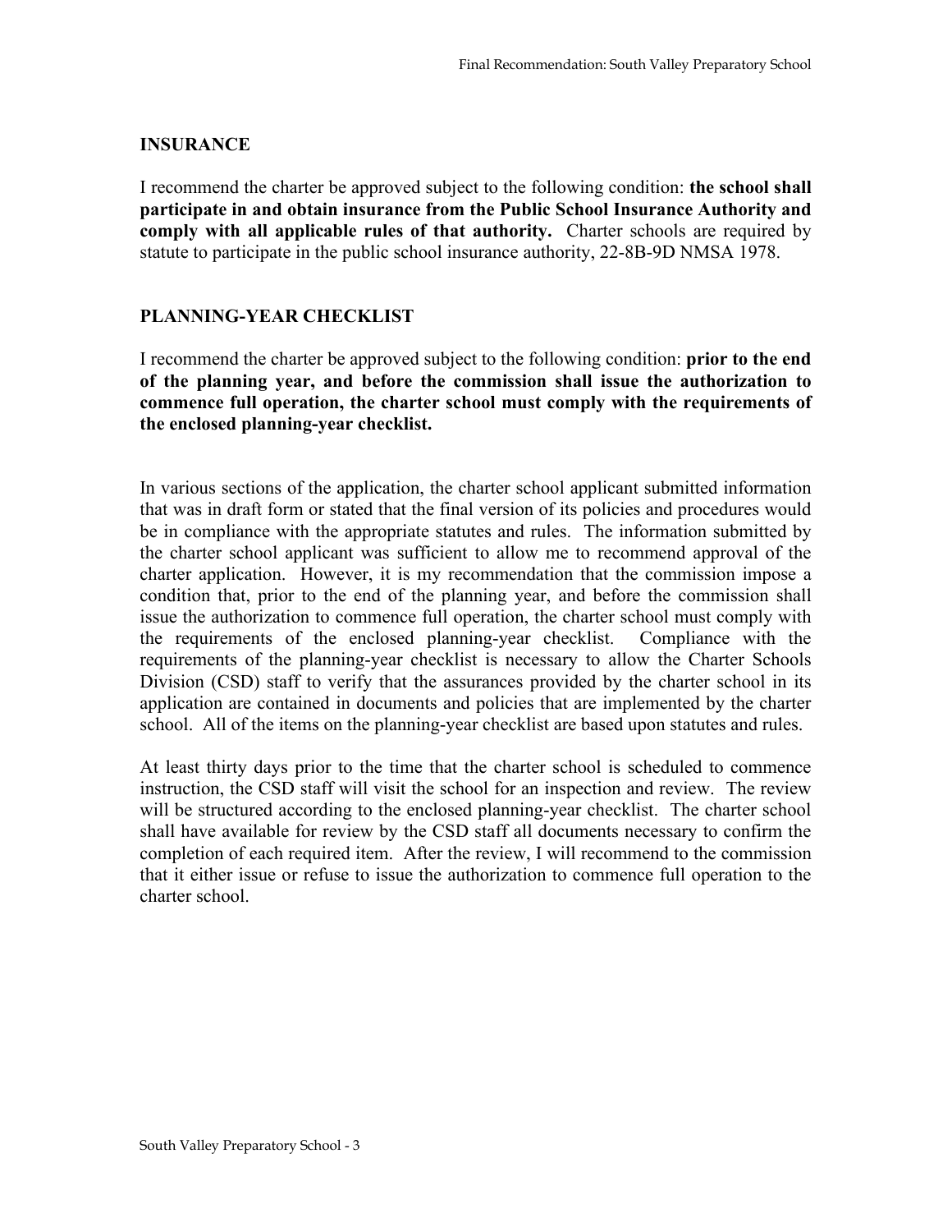## INSURANCE

I recommend the charter be approved subject to the following condition: **the school shall participate in and obtain insurance from the Public School Insurance Authority and comply with all applicable rules of that authority.** Charter schools are required by statute to participate in the public school insurance authority, 22-8B-9D NMSA 1978.

## PLANNING-YEAR CHECKLIST

I recommend the charter be approved subject to the following condition: **prior to the end of the planning year, and before the commission shall issue the authorization to commence full operation, the charter school must comply with the requirements of the enclosed planning-year checklist.**

In various sections of the application, the charter school applicant submitted information that was in draft form or stated that the final version of its policies and procedures would be in compliance with the appropriate statutes and rules. The information submitted by the charter school applicant was sufficient to allow me to recommend approval of the charter application. However, it is my recommendation that the commission impose a condition that, prior to the end of the planning year, and before the commission shall issue the authorization to commence full operation, the charter school must comply with the requirements of the enclosed planning-year checklist. Compliance with the requirements of the planning-year checklist is necessary to allow the Charter Schools Division (CSD) staff to verify that the assurances provided by the charter school in its application are contained in documents and policies that are implemented by the charter school. All of the items on the planning-year checklist are based upon statutes and rules.

At least thirty days prior to the time that the charter school is scheduled to commence instruction, the CSD staff will visit the school for an inspection and review. The review will be structured according to the enclosed planning-year checklist. The charter school shall have available for review by the CSD staff all documents necessary to confirm the completion of each required item. After the review, I will recommend to the commission that it either issue or refuse to issue the authorization to commence full operation to the charter school.